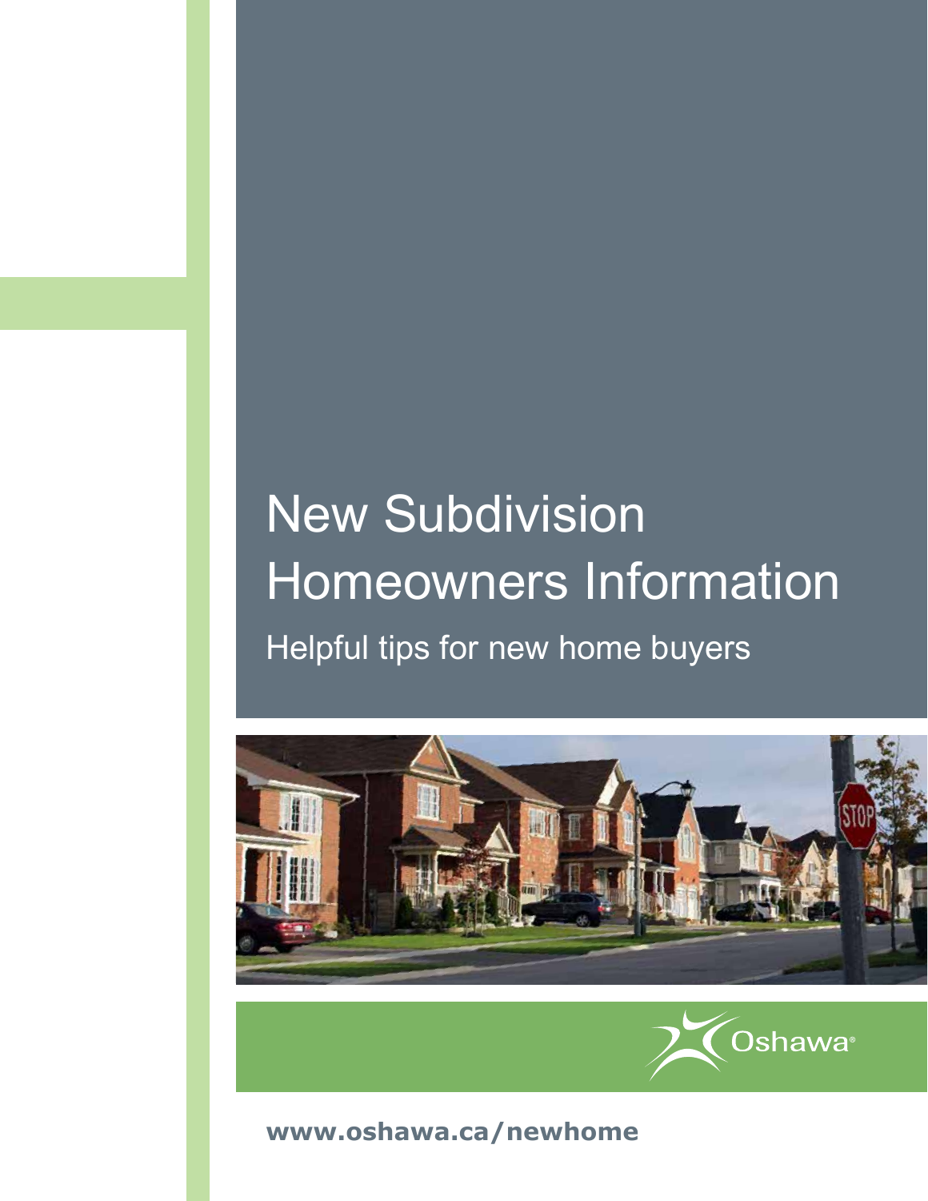# New Subdivision Homeowners Information

## Helpful tips for new home buyers

Oshawa®

**www.oshawa.ca/newhome**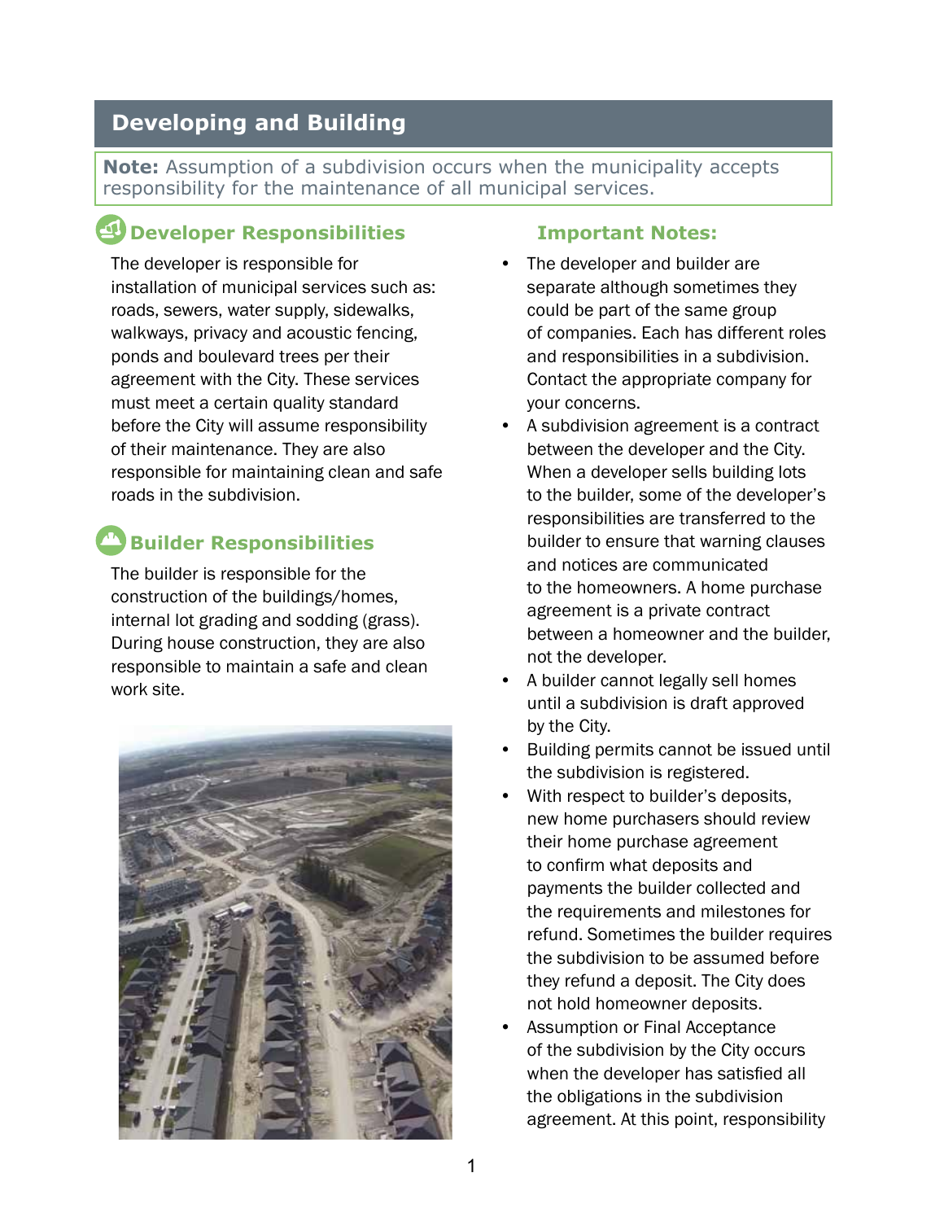## Developing and Building

**Note:** Assumption of a subdivision occurs when the municipality accepts responsibility for the maintenance of all municipal services.

### Developer Responsibilities

The developer is responsible for installation of municipal services such as: roads, sewers, water supply, sidewalks, walkways, privacy and acoustic fencing, ponds and boulevard trees per their agreement with the City. These services must meet a certain quality standard before the City will assume responsibility of their maintenance. They are also responsible for maintaining clean and safe roads in the subdivision.

### Builder Responsibilities

The builder is responsible for the construction of the buildings/homes, internal lot grading and sodding (grass). During house construction, they are also responsible to maintain a safe and clean work site.

### Important Notes:

- The developer and builder are separate although sometimes they could be part of the same group of companies. Each has different roles and responsibilities in a subdivision. Contact the appropriate company for your concerns.
- A subdivision agreement is a contract between the developer and the City. When a developer sells building lots to the builder, some of the developer's responsibilities are transferred to the builder to ensure that warning clauses and notices are communicated to the homeowners. A home purchase agreement is a private contract between a homeowner and the builder, not the developer.
- A builder cannot legally sell homes until a subdivision is draft approved by the City.
- Building permits cannot be issued until the subdivision is registered.
- With respect to builder's deposits, new home purchasers should review their home purchase agreement to confirm what deposits and payments the builder collected and the requirements and milestones for refund. Sometimes the builder requires the subdivision to be assumed before they refund a deposit. The City does not hold homeowner deposits.
- Assumption or Final Acceptance of the subdivision by the City occurs when the developer has satisfied all the obligations in the subdivision agreement. At this point, responsibility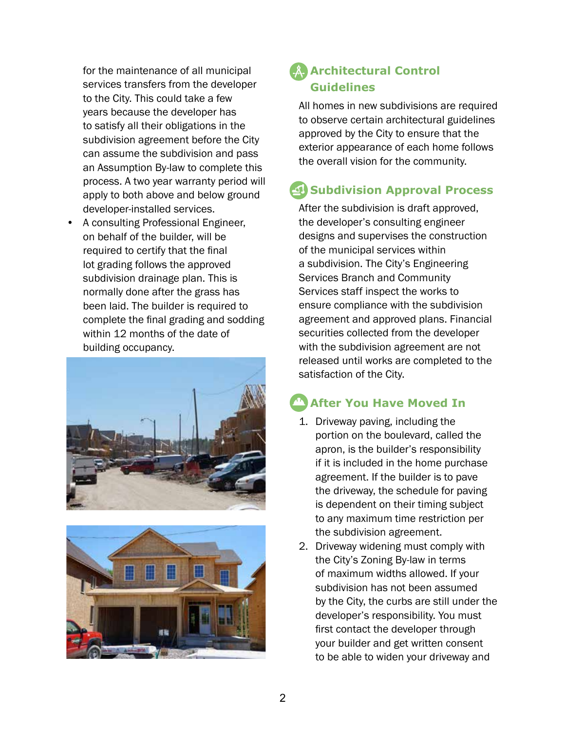for the maintenance of all municipal services transfers from the developer to the City. This could take a few years because the developer has to satisfy all their obligations in the subdivision agreement before the City can assume the subdivision and pass an Assumption By-law to complete this process. A two year warranty period will apply to both above and below ground developer-installed services.

- A consulting Professional Engineer, on behalf of the builder, will be required to certify that the final lot grading follows the approved subdivision drainage plan. This is normally done after the grass has been laid. The builder is required to complete the final grading and sodding within 12 months of the date of building occupancy.

## Architectural Control Guidelines

All homes in new subdivisions are required to observe certain architectural guidelines approved by the City to ensure that the exterior appearance of each home follows the overall vision for the community.

## Subdivision Approval Process

After the subdivision is draft approved, the developer's consulting engineer designs and supervises the construction of the municipal services within a subdivision. The City's Engineering Services Branch and Community Services staff inspect the works to ensure compliance with the subdivision agreement and approved plans. Financial securities collected from the developer with the subdivision agreement are not released until works are completed to the satisfaction of the City.

## After You Have Moved In

1. Driveway paving, including the portion on the boulevard, called the apron, is the builder's responsibility if it is included in the home purchase agreement. If the builder is to pave the driveway, the schedule for paving is dependent on their timing subject to any maximum time restriction per the subdivision agreement.
2. Driveway widening must comply with the City's Zoning By-law in terms of maximum widths allowed. If your subdivision has not been assumed by the City, the curbs are still under the developer's responsibility. You must first contact the developer through your builder and get written consent to be able to widen your driveway and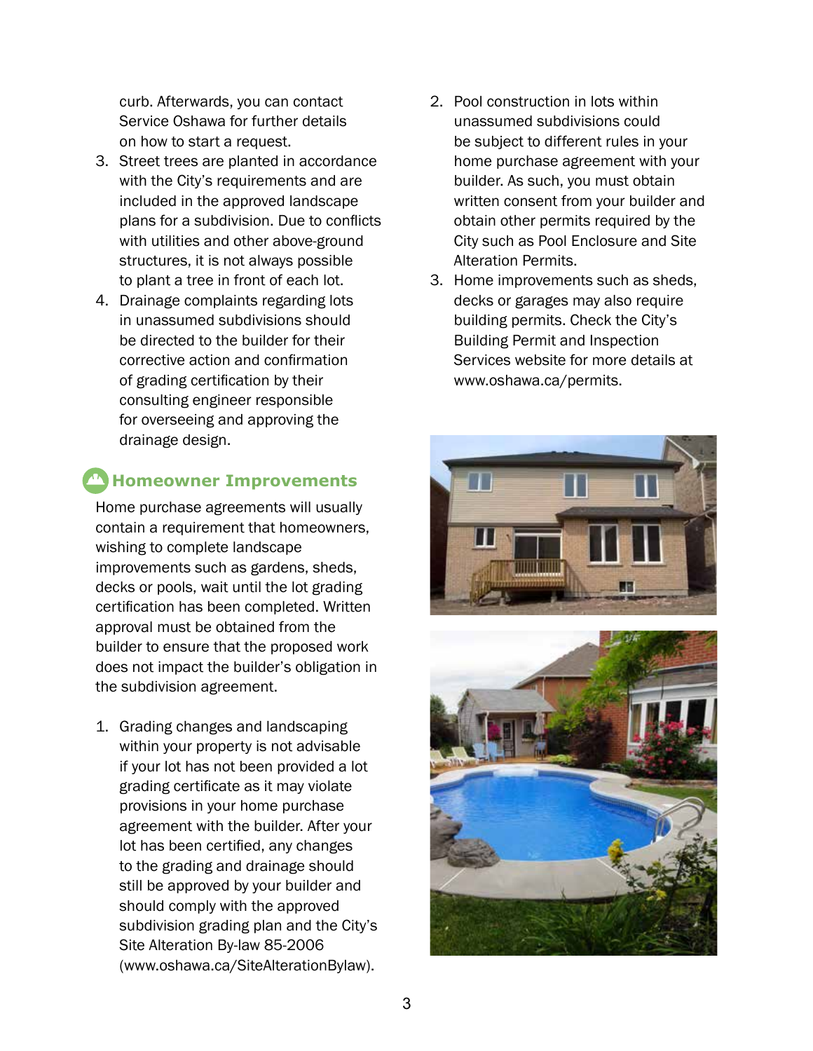curb. Afterwards, you can contact Service Oshawa for further details on how to start a request.

3. Street trees are planted in accordance with the City's requirements and are included in the approved landscape plans for a subdivision. Due to conflicts with utilities and other above-ground structures, it is not always possible to plant a tree in front of each lot.
4. Drainage complaints regarding lots in unassumed subdivisions should be directed to the builder for their corrective action and confirmation of grading certification by their consulting engineer responsible for overseeing and approving the drainage design.

## Homeowner Improvements

Home purchase agreements will usually contain a requirement that homeowners, wishing to complete landscape improvements such as gardens, sheds, decks or pools, wait until the lot grading certification has been completed. Written approval must be obtained from the builder to ensure that the proposed work does not impact the builder's obligation in the subdivision agreement.

1. Grading changes and landscaping within your property is not advisable if your lot has not been provided a lot grading certificate as it may violate provisions in your home purchase agreement with the builder. After your lot has been certified, any changes to the grading and drainage should still be approved by your builder and should comply with the approved subdivision grading plan and the City's Site Alteration By-law 85-2006 (www.oshawa.ca/SiteAlterationBylaw).
2. Pool construction in lots within unassumed subdivisions could be subject to different rules in your home purchase agreement with your builder. As such, you must obtain written consent from your builder and obtain other permits required by the City such as Pool Enclosure and Site Alteration Permits.
3. Home improvements such as sheds, decks or garages may also require building permits. Check the City's Building Permit and Inspection Services website for more details at www.oshawa.ca/permits.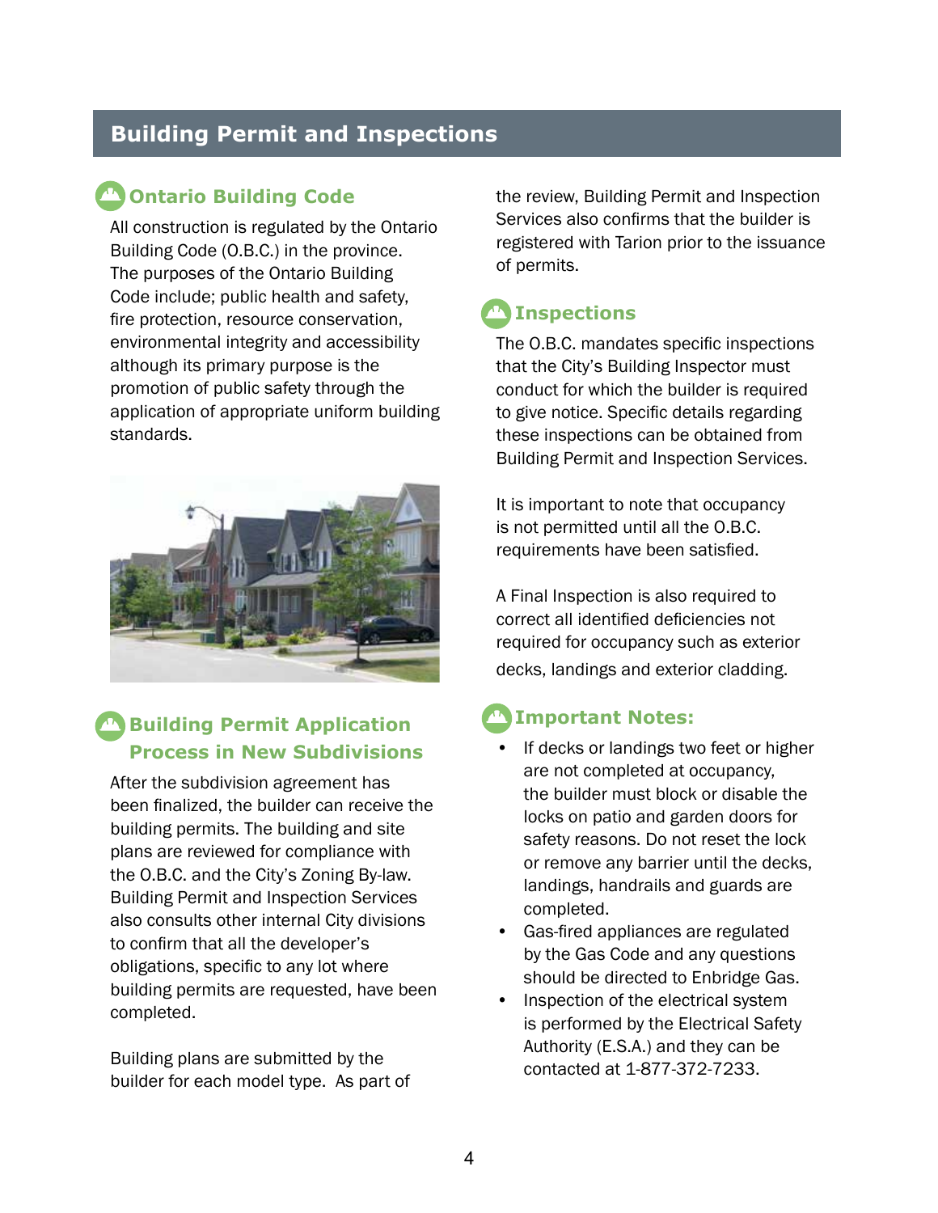## Building Permit and Inspections

### Ontario Building Code

All construction is regulated by the Ontario Building Code (O.B.C.) in the province. The purposes of the Ontario Building Code include; public health and safety, fire protection, resource conservation, environmental integrity and accessibility although its primary purpose is the promotion of public safety through the application of appropriate uniform building standards.

### Building Permit Application Process in New Subdivisions

After the subdivision agreement has been finalized, the builder can receive the building permits. The building and site plans are reviewed for compliance with the O.B.C. and the City's Zoning By-law. Building Permit and Inspection Services also consults other internal City divisions to confirm that all the developer's obligations, specific to any lot where building permits are requested, have been completed.

Building plans are submitted by the builder for each model type. As part of the review, Building Permit and Inspection Services also confirms that the builder is registered with Tarion prior to the issuance of permits.

### Inspections

The O.B.C. mandates specific inspections that the City's Building Inspector must conduct for which the builder is required to give notice. Specific details regarding these inspections can be obtained from Building Permit and Inspection Services.

It is important to note that occupancy is not permitted until all the O.B.C. requirements have been satisfied.

A Final Inspection is also required to correct all identified deficiencies not required for occupancy such as exterior decks, landings and exterior cladding.

### Important Notes:

- If decks or landings two feet or higher are not completed at occupancy, the builder must block or disable the locks on patio and garden doors for safety reasons. Do not reset the lock or remove any barrier until the decks, landings, handrails and guards are completed.
- Gas-fired appliances are regulated by the Gas Code and any questions should be directed to Enbridge Gas.
- Inspection of the electrical system is performed by the Electrical Safety Authority (E.S.A.) and they can be contacted at 1-877-372-7233.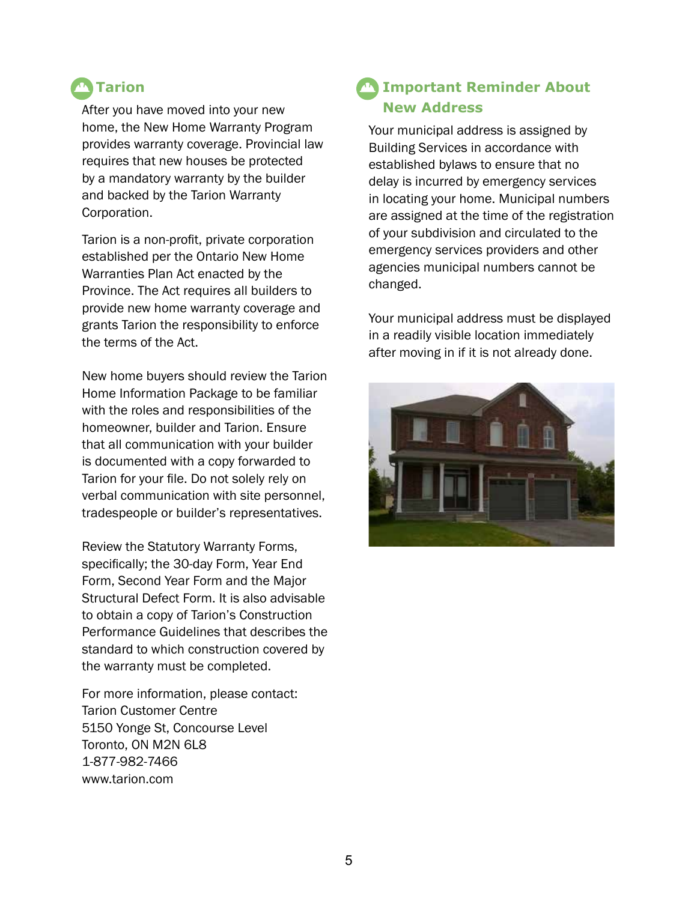## Tarion

After you have moved into your new home, the New Home Warranty Program provides warranty coverage. Provincial law requires that new houses be protected by a mandatory warranty by the builder and backed by the Tarion Warranty Corporation.

Tarion is a non-profit, private corporation established per the Ontario New Home Warranties Plan Act enacted by the Province. The Act requires all builders to provide new home warranty coverage and grants Tarion the responsibility to enforce the terms of the Act.

New home buyers should review the Tarion Home Information Package to be familiar with the roles and responsibilities of the homeowner, builder and Tarion. Ensure that all communication with your builder is documented with a copy forwarded to Tarion for your file. Do not solely rely on verbal communication with site personnel, tradespeople or builder's representatives.

Review the Statutory Warranty Forms, specifically; the 30-day Form, Year End Form, Second Year Form and the Major Structural Defect Form. It is also advisable to obtain a copy of Tarion's Construction Performance Guidelines that describes the standard to which construction covered by the warranty must be completed.

For more information, please contact:
Tarion Customer Centre
5150 Yonge St, Concourse Level
Toronto, ON M2N 6L8
1-877-982-7466
www.tarion.com

## Important Reminder About New Address

Your municipal address is assigned by Building Services in accordance with established bylaws to ensure that no delay is incurred by emergency services in locating your home. Municipal numbers are assigned at the time of the registration of your subdivision and circulated to the emergency services providers and other agencies municipal numbers cannot be changed.

Your municipal address must be displayed in a readily visible location immediately after moving in if it is not already done.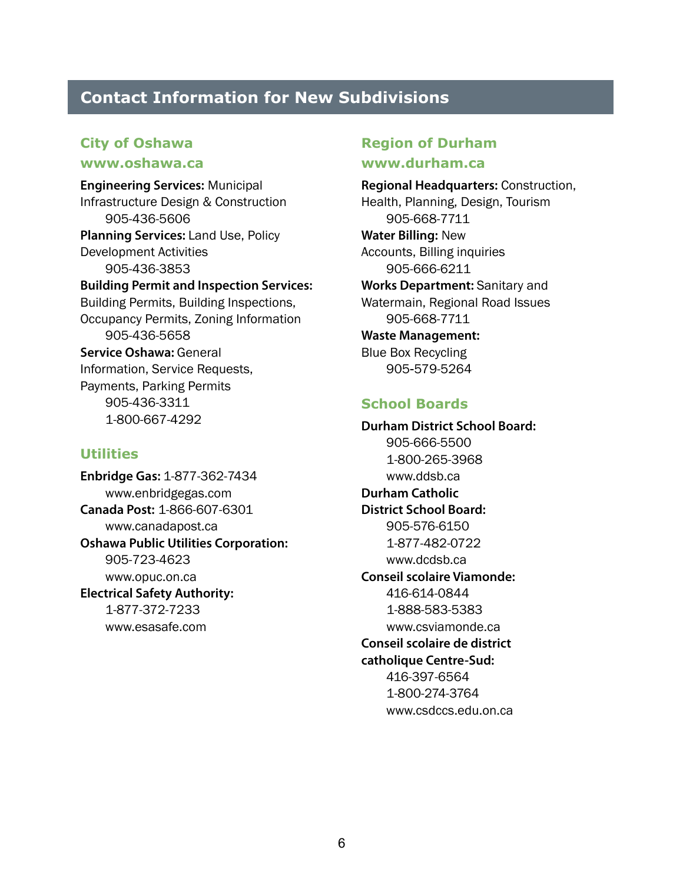# Contact Information for New Subdivisions

## City of Oshawa
## www.oshawa.ca

**Engineering Services:** Municipal Infrastructure Design & Construction
905-436-5606

**Planning Services:** Land Use, Policy Development Activities
905-436-3853

**Building Permit and Inspection Services:** Building Permits, Building Inspections, Occupancy Permits, Zoning Information
905-436-5658

**Service Oshawa:** General Information, Service Requests, Payments, Parking Permits
905-436-3311
1-800-667-4292

## Utilities

**Enbridge Gas:** 1-877-362-7434
www.enbridgegas.com

**Canada Post:** 1-866-607-6301
www.canadapost.ca

**Oshawa Public Utilities Corporation:**
905-723-4623
www.opuc.on.ca

**Electrical Safety Authority:**
1-877-372-7233
www.esasafe.com

## Region of Durham
## www.durham.ca

**Regional Headquarters:** Construction, Health, Planning, Design, Tourism
905-668-7711

**Water Billing:** New Accounts, Billing inquiries
905-666-6211

**Works Department:** Sanitary and Watermain, Regional Road Issues
905-668-7711

**Waste Management:** Blue Box Recycling
905-579-5264

## School Boards

**Durham District School Board:**
905-666-5500
1-800-265-3968
www.ddsb.ca

**Durham Catholic District School Board:**
905-576-6150
1-877-482-0722
www.dcdsb.ca

**Conseil scolaire Viamonde:**
416-614-0844
1-888-583-5383
www.csviamonde.ca

**Conseil scolaire de district catholique Centre-Sud:**
416-397-6564
1-800-274-3764
www.csdccs.edu.on.ca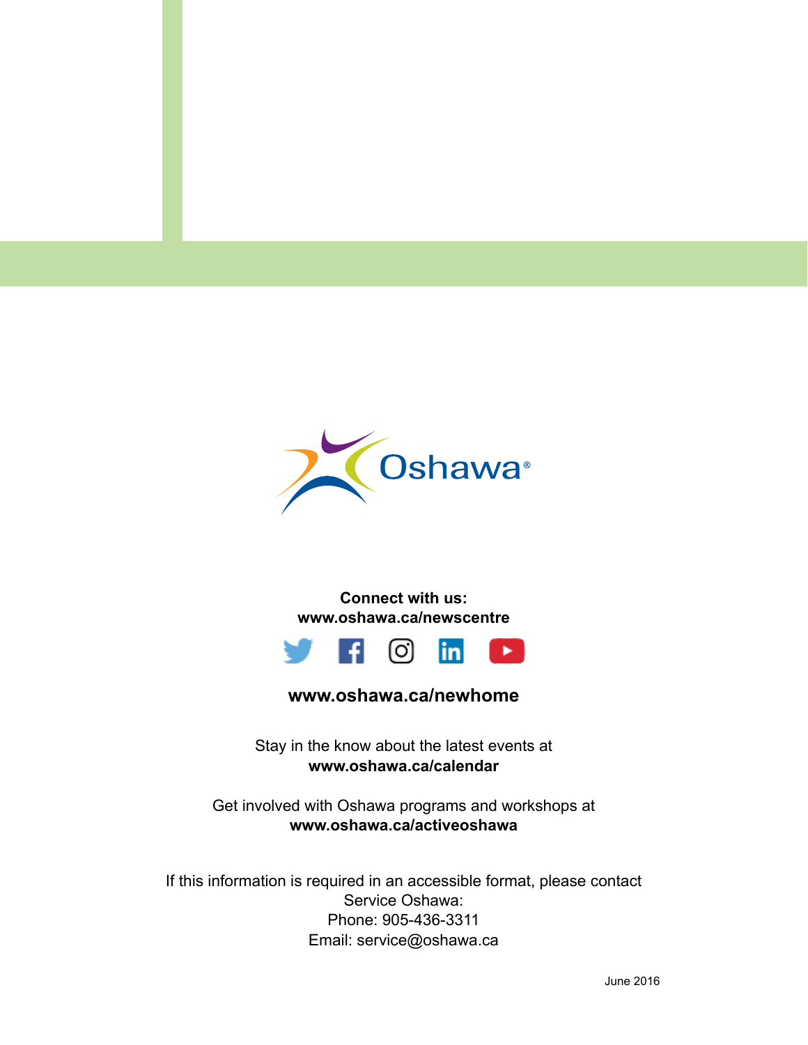Oshawa®

**Connect with us:**
**www.oshawa.ca/newscentre**

**www.oshawa.ca/newhome**

Stay in the know about the latest events at
**www.oshawa.ca/calendar**

Get involved with Oshawa programs and workshops at
**www.oshawa.ca/activeoshawa**

If this information is required in an accessible format, please contact Service Oshawa:
Phone: 905-436-3311
Email: service@oshawa.ca

June 2016